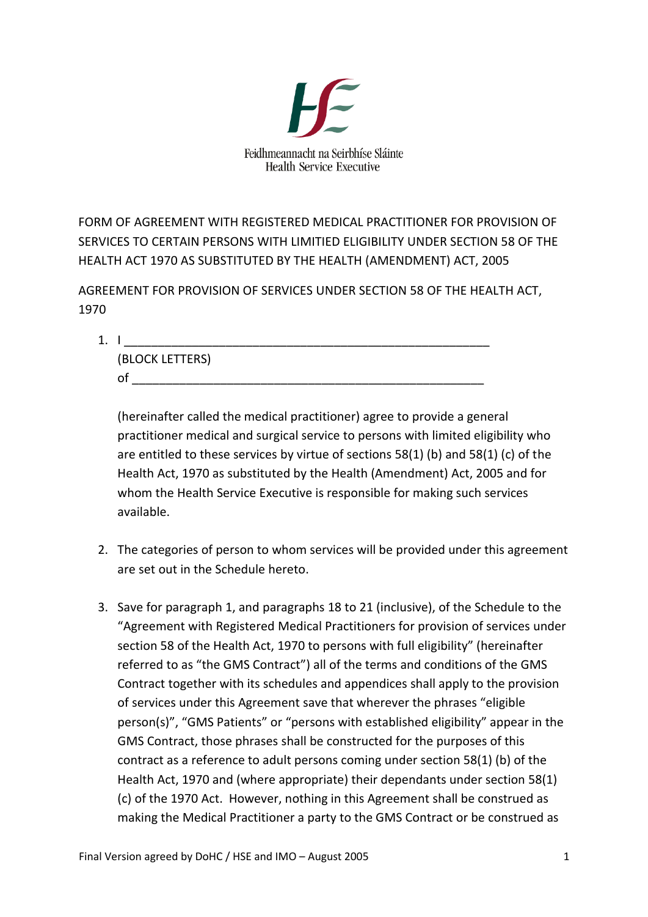Feidhmeannacht na Seirbhíse Sláinte
Health Service Executive

FORM OF AGREEMENT WITH REGISTERED MEDICAL PRACTITIONER FOR PROVISION OF SERVICES TO CERTAIN PERSONS WITH LIMITIED ELIGIBILITY UNDER SECTION 58 OF THE HEALTH ACT 1970 AS SUBSTITUTED BY THE HEALTH (AMENDMENT) ACT, 2005

AGREEMENT FOR PROVISION OF SERVICES UNDER SECTION 58 OF THE HEALTH ACT, 1970

1. I \_\_\_\_\_\_\_\_\_\_\_\_\_\_\_\_\_\_\_\_\_\_\_\_\_\_\_\_\_\_\_\_\_\_\_\_\_\_\_\_\_\_\_\_\_\_\_\_\_\_\_\_
   (BLOCK LETTERS)
   of \_\_\_\_\_\_\_\_\_\_\_\_\_\_\_\_\_\_\_\_\_\_\_\_\_\_\_\_\_\_\_\_\_\_\_\_\_\_\_\_\_\_\_\_\_\_\_\_\_\_\_

   (hereinafter called the medical practitioner) agree to provide a general practitioner medical and surgical service to persons with limited eligibility who are entitled to these services by virtue of sections 58(1) (b) and 58(1) (c) of the Health Act, 1970 as substituted by the Health (Amendment) Act, 2005 and for whom the Health Service Executive is responsible for making such services available.

2. The categories of person to whom services will be provided under this agreement are set out in the Schedule hereto.

3. Save for paragraph 1, and paragraphs 18 to 21 (inclusive), of the Schedule to the "Agreement with Registered Medical Practitioners for provision of services under section 58 of the Health Act, 1970 to persons with full eligibility" (hereinafter referred to as "the GMS Contract") all of the terms and conditions of the GMS Contract together with its schedules and appendices shall apply to the provision of services under this Agreement save that wherever the phrases "eligible person(s)", "GMS Patients" or "persons with established eligibility" appear in the GMS Contract, those phrases shall be constructed for the purposes of this contract as a reference to adult persons coming under section 58(1) (b) of the Health Act, 1970 and (where appropriate) their dependants under section 58(1) (c) of the 1970 Act. However, nothing in this Agreement shall be construed as making the Medical Practitioner a party to the GMS Contract or be construed as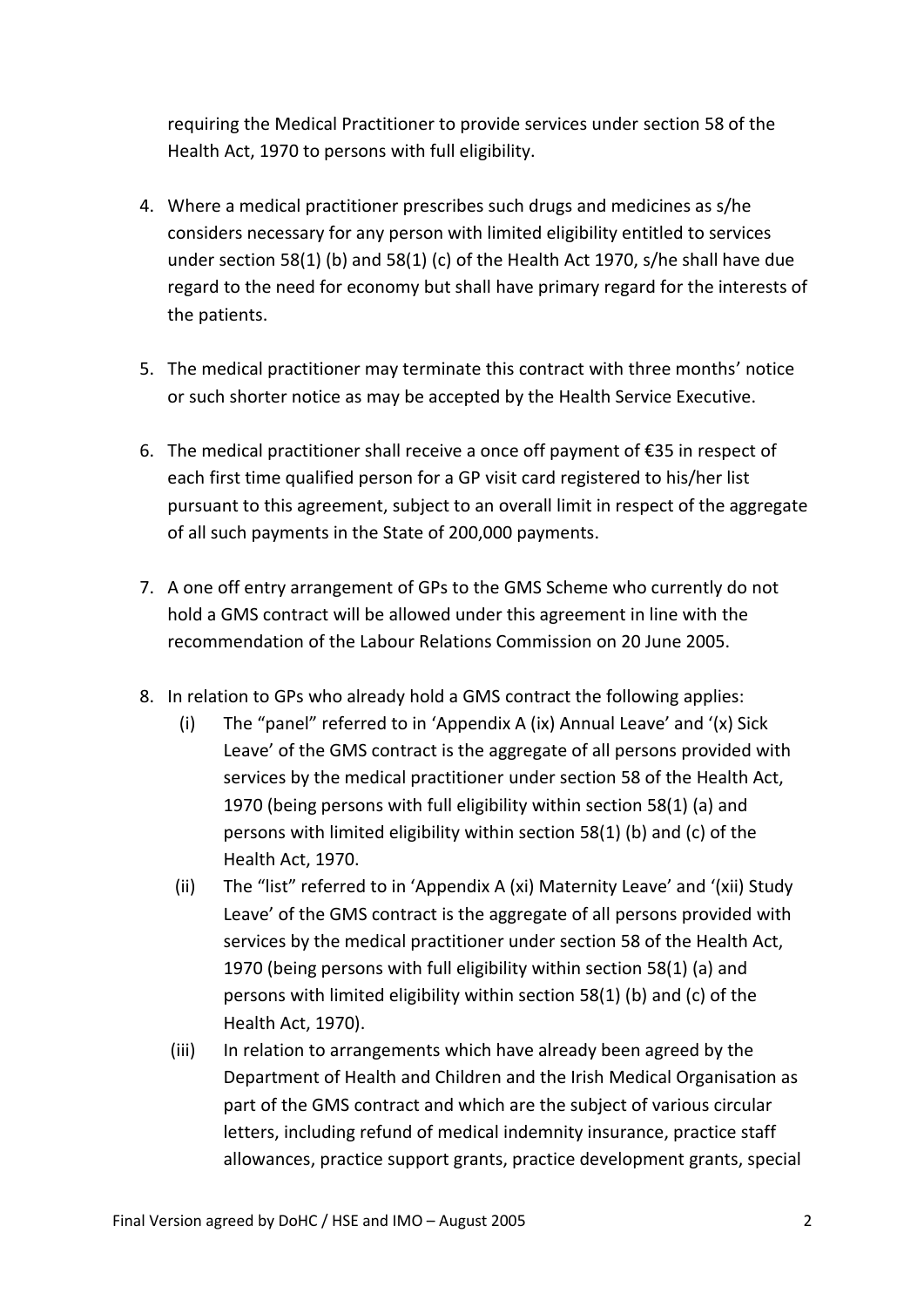requiring the Medical Practitioner to provide services under section 58 of the Health Act, 1970 to persons with full eligibility.

4. Where a medical practitioner prescribes such drugs and medicines as s/he considers necessary for any person with limited eligibility entitled to services under section 58(1) (b) and 58(1) (c) of the Health Act 1970, s/he shall have due regard to the need for economy but shall have primary regard for the interests of the patients.

5. The medical practitioner may terminate this contract with three months' notice or such shorter notice as may be accepted by the Health Service Executive.

6. The medical practitioner shall receive a once off payment of €35 in respect of each first time qualified person for a GP visit card registered to his/her list pursuant to this agreement, subject to an overall limit in respect of the aggregate of all such payments in the State of 200,000 payments.

7. A one off entry arrangement of GPs to the GMS Scheme who currently do not hold a GMS contract will be allowed under this agreement in line with the recommendation of the Labour Relations Commission on 20 June 2005.

8. In relation to GPs who already hold a GMS contract the following applies:
   (i) The "panel" referred to in 'Appendix A (ix) Annual Leave' and '(x) Sick Leave' of the GMS contract is the aggregate of all persons provided with services by the medical practitioner under section 58 of the Health Act, 1970 (being persons with full eligibility within section 58(1) (a) and persons with limited eligibility within section 58(1) (b) and (c) of the Health Act, 1970.
   (ii) The "list" referred to in 'Appendix A (xi) Maternity Leave' and '(xii) Study Leave' of the GMS contract is the aggregate of all persons provided with services by the medical practitioner under section 58 of the Health Act, 1970 (being persons with full eligibility within section 58(1) (a) and persons with limited eligibility within section 58(1) (b) and (c) of the Health Act, 1970).
   (iii) In relation to arrangements which have already been agreed by the Department of Health and Children and the Irish Medical Organisation as part of the GMS contract and which are the subject of various circular letters, including refund of medical indemnity insurance, practice staff allowances, practice support grants, practice development grants, special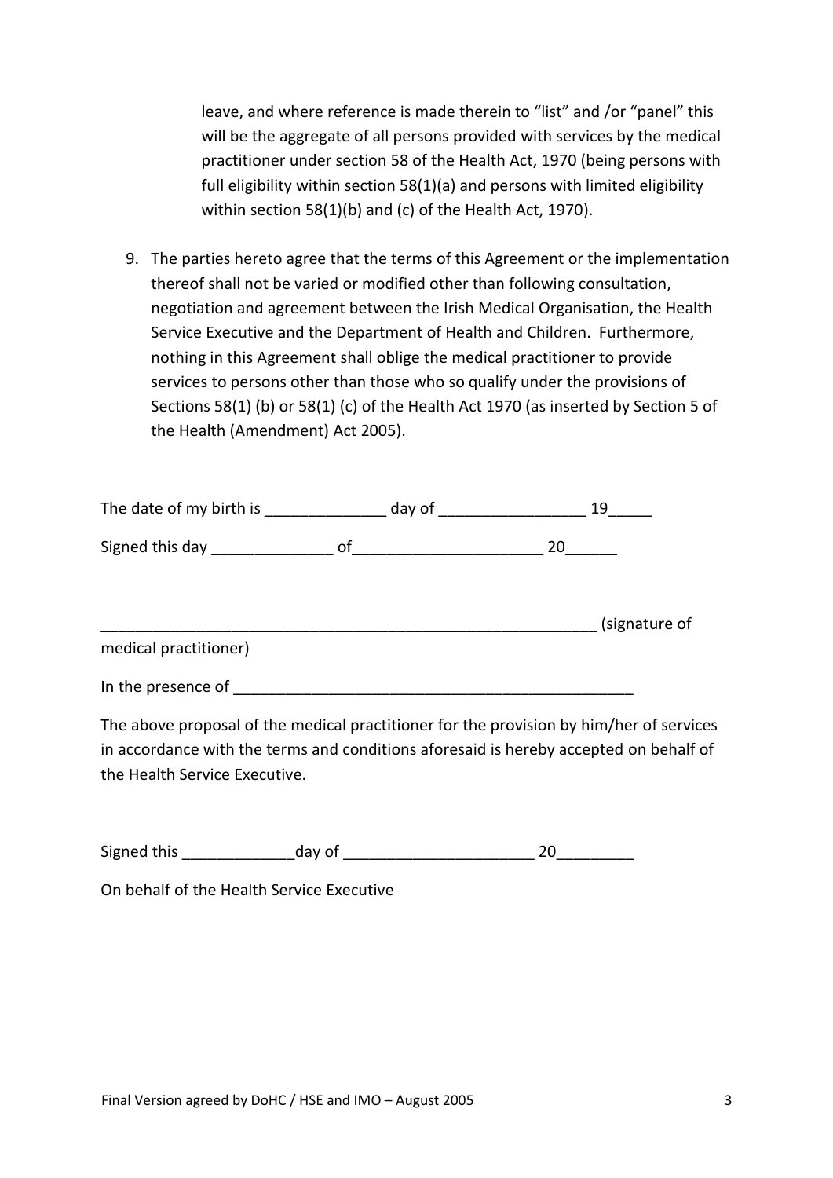leave, and where reference is made therein to "list" and /or "panel" this will be the aggregate of all persons provided with services by the medical practitioner under section 58 of the Health Act, 1970 (being persons with full eligibility within section 58(1)(a) and persons with limited eligibility within section 58(1)(b) and (c) of the Health Act, 1970).

9. The parties hereto agree that the terms of this Agreement or the implementation thereof shall not be varied or modified other than following consultation, negotiation and agreement between the Irish Medical Organisation, the Health Service Executive and the Department of Health and Children. Furthermore, nothing in this Agreement shall oblige the medical practitioner to provide services to persons other than those who so qualify under the provisions of Sections 58(1) (b) or 58(1) (c) of the Health Act 1970 (as inserted by Section 5 of the Health (Amendment) Act 2005).

The date of my birth is ______________ day of _________________ 19_____

Signed this day ______________ of______________________ 20______

___________________________________________________________ (signature of medical practitioner)

In the presence of ________________________________________________

The above proposal of the medical practitioner for the provision by him/her of services in accordance with the terms and conditions aforesaid is hereby accepted on behalf of the Health Service Executive.

Signed this _____________day of ______________________ 20_________

On behalf of the Health Service Executive

Final Version agreed by DoHC / HSE and IMO – August 2005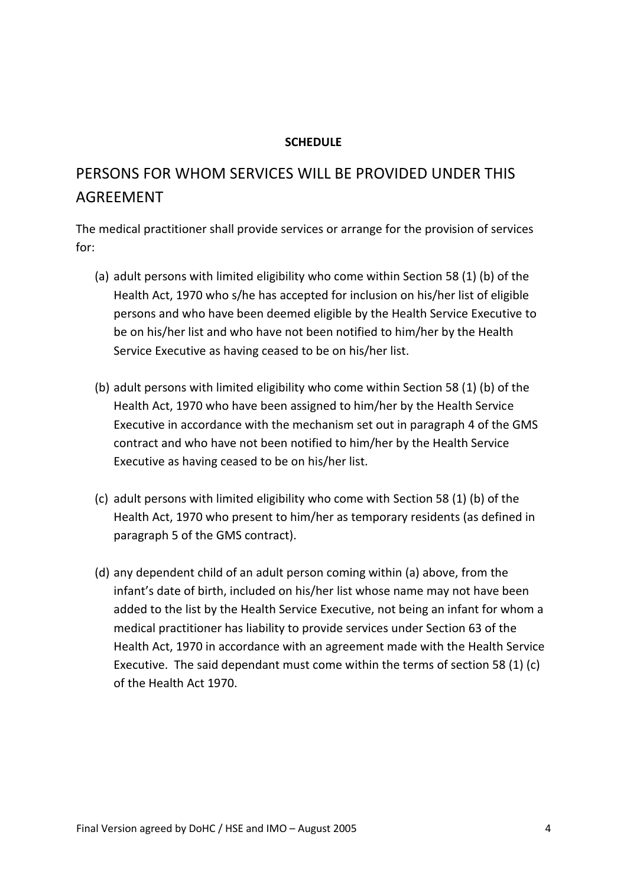**SCHEDULE**

# PERSONS FOR WHOM SERVICES WILL BE PROVIDED UNDER THIS AGREEMENT

The medical practitioner shall provide services or arrange for the provision of services for:

(a) adult persons with limited eligibility who come within Section 58 (1) (b) of the Health Act, 1970 who s/he has accepted for inclusion on his/her list of eligible persons and who have been deemed eligible by the Health Service Executive to be on his/her list and who have not been notified to him/her by the Health Service Executive as having ceased to be on his/her list.

(b) adult persons with limited eligibility who come within Section 58 (1) (b) of the Health Act, 1970 who have been assigned to him/her by the Health Service Executive in accordance with the mechanism set out in paragraph 4 of the GMS contract and who have not been notified to him/her by the Health Service Executive as having ceased to be on his/her list.

(c) adult persons with limited eligibility who come with Section 58 (1) (b) of the Health Act, 1970 who present to him/her as temporary residents (as defined in paragraph 5 of the GMS contract).

(d) any dependent child of an adult person coming within (a) above, from the infant's date of birth, included on his/her list whose name may not have been added to the list by the Health Service Executive, not being an infant for whom a medical practitioner has liability to provide services under Section 63 of the Health Act, 1970 in accordance with an agreement made with the Health Service Executive. The said dependant must come within the terms of section 58 (1) (c) of the Health Act 1970.

Final Version agreed by DoHC / HSE and IMO – August 2005